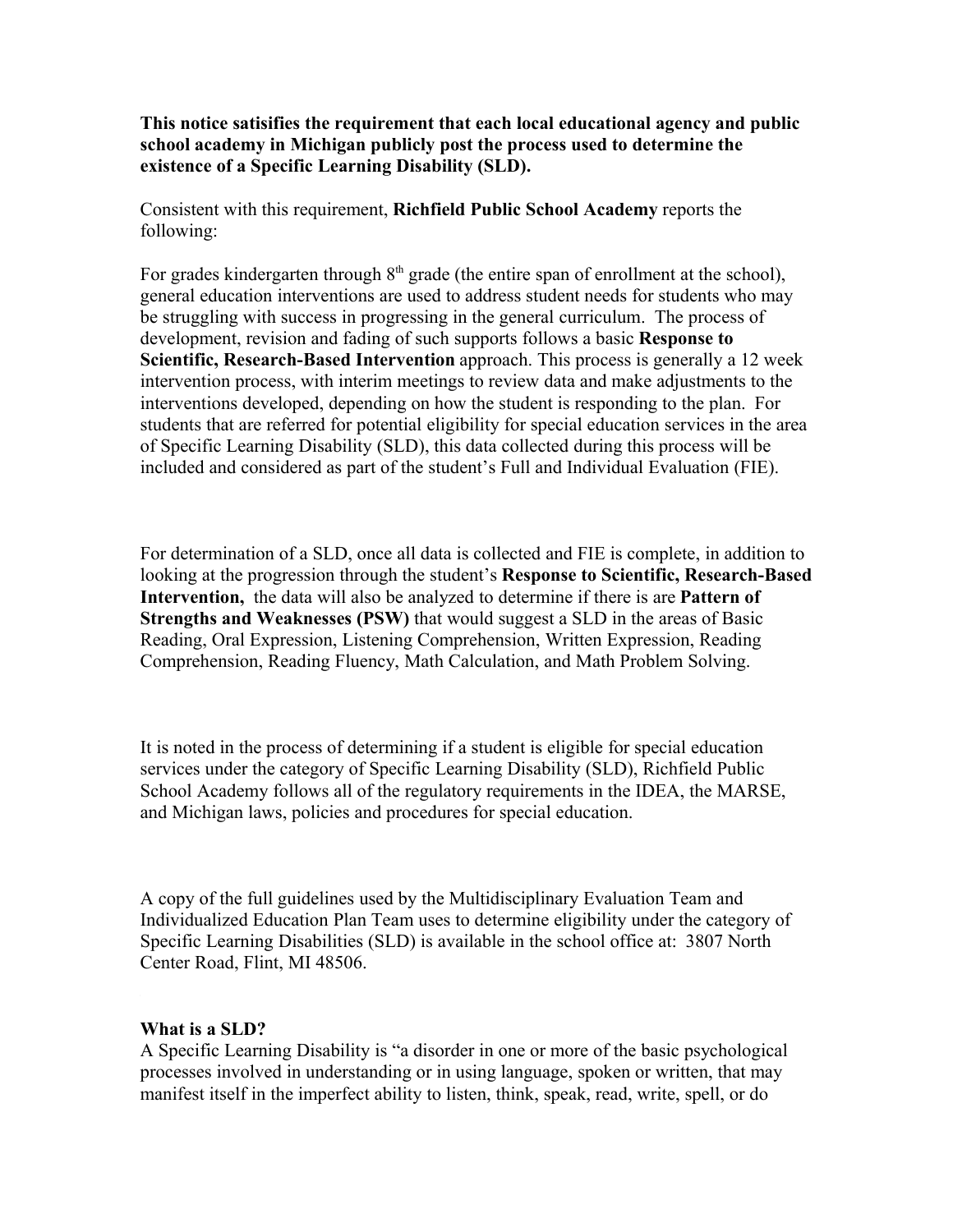**This notice satisifies the requirement that each local educational agency and public school academy in Michigan publicly post the process used to determine the existence of a Specific Learning Disability (SLD).**

Consistent with this requirement, **Richfield Public School Academy** reports the following:

For grades kindergarten through 8th grade (the entire span of enrollment at the school), general education interventions are used to address student needs for students who may be struggling with success in progressing in the general curriculum. The process of development, revision and fading of such supports follows a basic **Response to Scientific, Research-Based Intervention** approach. This process is generally a 12 week intervention process, with interim meetings to review data and make adjustments to the interventions developed, depending on how the student is responding to the plan. For students that are referred for potential eligibility for special education services in the area of Specific Learning Disability (SLD), this data collected during this process will be included and considered as part of the student's Full and Individual Evaluation (FIE).

For determination of a SLD, once all data is collected and FIE is complete, in addition to looking at the progression through the student's **Response to Scientific, Research-Based Intervention,** the data will also be analyzed to determine if there is are **Pattern of Strengths and Weaknesses (PSW)** that would suggest a SLD in the areas of Basic Reading, Oral Expression, Listening Comprehension, Written Expression, Reading Comprehension, Reading Fluency, Math Calculation, and Math Problem Solving.

It is noted in the process of determining if a student is eligible for special education services under the category of Specific Learning Disability (SLD), Richfield Public School Academy follows all of the regulatory requirements in the IDEA, the MARSE, and Michigan laws, policies and procedures for special education.

A copy of the full guidelines used by the Multidisciplinary Evaluation Team and Individualized Education Plan Team uses to determine eligibility under the category of Specific Learning Disabilities (SLD) is available in the school office at: 3807 North Center Road, Flint, MI 48506.

**What is a SLD?**
A Specific Learning Disability is "a disorder in one or more of the basic psychological processes involved in understanding or in using language, spoken or written, that may manifest itself in the imperfect ability to listen, think, speak, read, write, spell, or do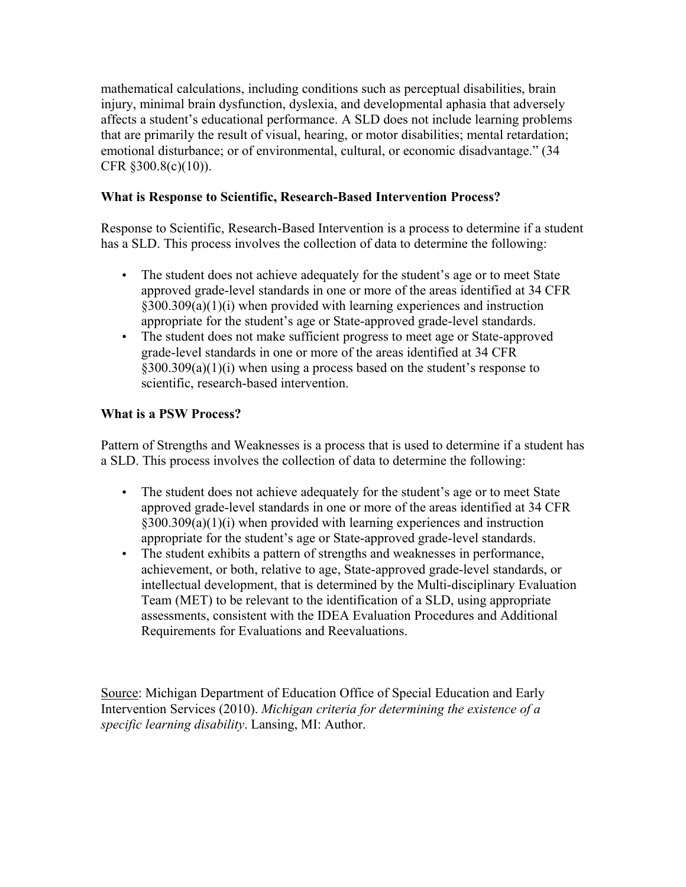mathematical calculations, including conditions such as perceptual disabilities, brain injury, minimal brain dysfunction, dyslexia, and developmental aphasia that adversely affects a student's educational performance. A SLD does not include learning problems that are primarily the result of visual, hearing, or motor disabilities; mental retardation; emotional disturbance; or of environmental, cultural, or economic disadvantage." (34 CFR §300.8(c)(10)).

**What is Response to Scientific, Research-Based Intervention Process?**

Response to Scientific, Research-Based Intervention is a process to determine if a student has a SLD. This process involves the collection of data to determine the following:

- The student does not achieve adequately for the student's age or to meet State approved grade-level standards in one or more of the areas identified at 34 CFR §300.309(a)(1)(i) when provided with learning experiences and instruction appropriate for the student's age or State-approved grade-level standards.
- The student does not make sufficient progress to meet age or State-approved grade-level standards in one or more of the areas identified at 34 CFR §300.309(a)(1)(i) when using a process based on the student's response to scientific, research-based intervention.

**What is a PSW Process?**

Pattern of Strengths and Weaknesses is a process that is used to determine if a student has a SLD. This process involves the collection of data to determine the following:

- The student does not achieve adequately for the student's age or to meet State approved grade-level standards in one or more of the areas identified at 34 CFR §300.309(a)(1)(i) when provided with learning experiences and instruction appropriate for the student's age or State-approved grade-level standards.
- The student exhibits a pattern of strengths and weaknesses in performance, achievement, or both, relative to age, State-approved grade-level standards, or intellectual development, that is determined by the Multi-disciplinary Evaluation Team (MET) to be relevant to the identification of a SLD, using appropriate assessments, consistent with the IDEA Evaluation Procedures and Additional Requirements for Evaluations and Reevaluations.

Source: Michigan Department of Education Office of Special Education and Early Intervention Services (2010). *Michigan criteria for determining the existence of a specific learning disability*. Lansing, MI: Author.